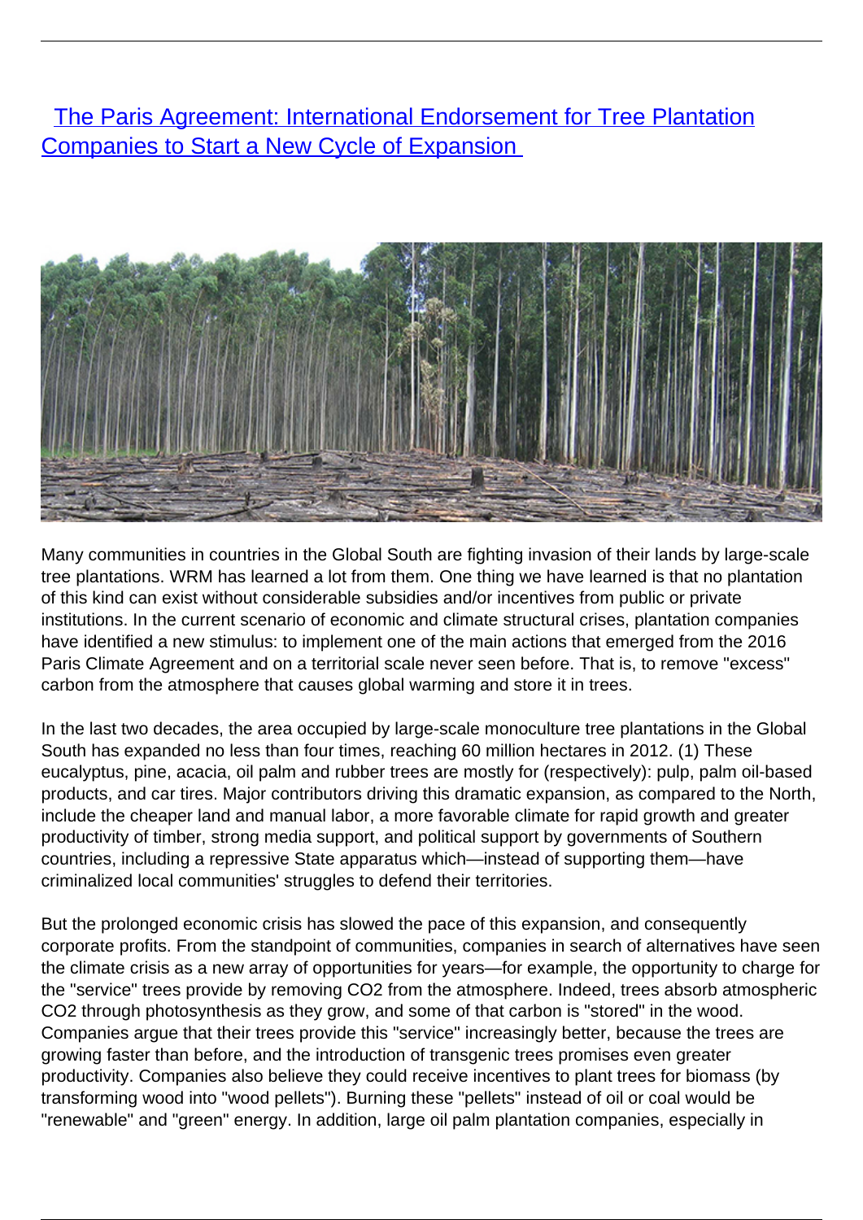# [The Paris Agreement: International Endorsement for Tree Plantation Companies to Start a New Cycle of Expansion]

Many communities in countries in the Global South are fighting invasion of their lands by large-scale tree plantations. WRM has learned a lot from them. One thing we have learned is that no plantation of this kind can exist without considerable subsidies and/or incentives from public or private institutions. In the current scenario of economic and climate structural crises, plantation companies have identified a new stimulus: to implement one of the main actions that emerged from the 2016 Paris Climate Agreement and on a territorial scale never seen before. That is, to remove "excess" carbon from the atmosphere that causes global warming and store it in trees.

In the last two decades, the area occupied by large-scale monoculture tree plantations in the Global South has expanded no less than four times, reaching 60 million hectares in 2012. (1) These eucalyptus, pine, acacia, oil palm and rubber trees are mostly for (respectively): pulp, palm oil-based products, and car tires. Major contributors driving this dramatic expansion, as compared to the North, include the cheaper land and manual labor, a more favorable climate for rapid growth and greater productivity of timber, strong media support, and political support by governments of Southern countries, including a repressive State apparatus which—instead of supporting them—have criminalized local communities' struggles to defend their territories.

But the prolonged economic crisis has slowed the pace of this expansion, and consequently corporate profits. From the standpoint of communities, companies in search of alternatives have seen the climate crisis as a new array of opportunities for years—for example, the opportunity to charge for the "service" trees provide by removing $CO_2$ from the atmosphere. Indeed, trees absorb atmospheric $CO_2$ through photosynthesis as they grow, and some of that carbon is "stored" in the wood. Companies argue that their trees provide this "service" increasingly better, because the trees are growing faster than before, and the introduction of transgenic trees promises even greater productivity. Companies also believe they could receive incentives to plant trees for biomass (by transforming wood into "wood pellets"). Burning these "pellets" instead of oil or coal would be "renewable" and "green" energy. In addition, large oil palm plantation companies, especially in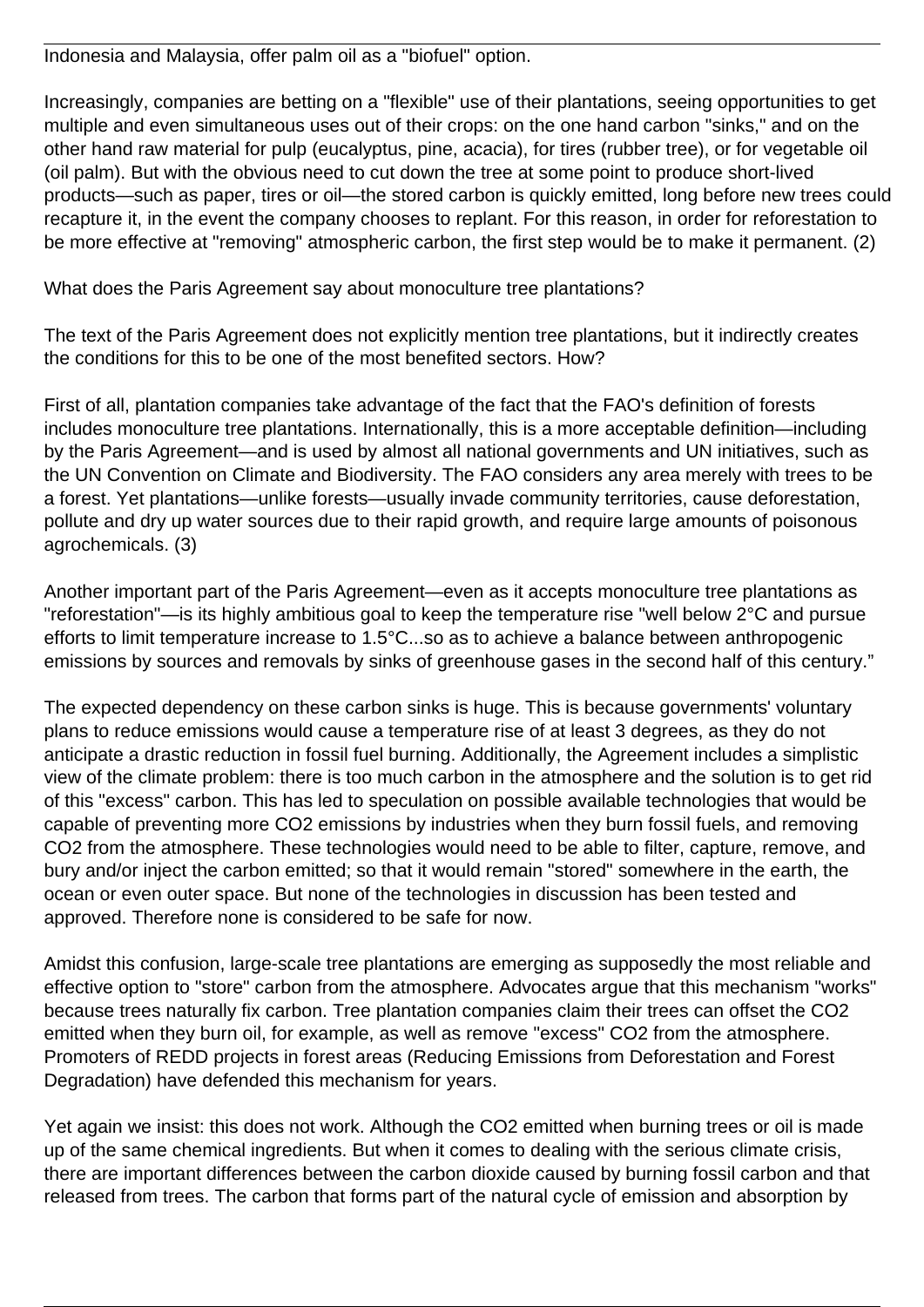Indonesia and Malaysia, offer palm oil as a "biofuel" option.

Increasingly, companies are betting on a "flexible" use of their plantations, seeing opportunities to get multiple and even simultaneous uses out of their crops: on the one hand carbon "sinks," and on the other hand raw material for pulp (eucalyptus, pine, acacia), for tires (rubber tree), or for vegetable oil (oil palm). But with the obvious need to cut down the tree at some point to produce short-lived products—such as paper, tires or oil—the stored carbon is quickly emitted, long before new trees could recapture it, in the event the company chooses to replant. For this reason, in order for reforestation to be more effective at "removing" atmospheric carbon, the first step would be to make it permanent. (2)

What does the Paris Agreement say about monoculture tree plantations?

The text of the Paris Agreement does not explicitly mention tree plantations, but it indirectly creates the conditions for this to be one of the most benefited sectors. How?

First of all, plantation companies take advantage of the fact that the FAO's definition of forests includes monoculture tree plantations. Internationally, this is a more acceptable definition—including by the Paris Agreement—and is used by almost all national governments and UN initiatives, such as the UN Convention on Climate and Biodiversity. The FAO considers any area merely with trees to be a forest. Yet plantations—unlike forests—usually invade community territories, cause deforestation, pollute and dry up water sources due to their rapid growth, and require large amounts of poisonous agrochemicals. (3)

Another important part of the Paris Agreement—even as it accepts monoculture tree plantations as "reforestation"—is its highly ambitious goal to keep the temperature rise "well below 2°C and pursue efforts to limit temperature increase to 1.5°C...so as to achieve a balance between anthropogenic emissions by sources and removals by sinks of greenhouse gases in the second half of this century."

The expected dependency on these carbon sinks is huge. This is because governments' voluntary plans to reduce emissions would cause a temperature rise of at least 3 degrees, as they do not anticipate a drastic reduction in fossil fuel burning. Additionally, the Agreement includes a simplistic view of the climate problem: there is too much carbon in the atmosphere and the solution is to get rid of this "excess" carbon. This has led to speculation on possible available technologies that would be capable of preventing more $CO_2$ emissions by industries when they burn fossil fuels, and removing $CO_2$ from the atmosphere. These technologies would need to be able to filter, capture, remove, and bury and/or inject the carbon emitted; so that it would remain "stored" somewhere in the earth, the ocean or even outer space. But none of the technologies in discussion has been tested and approved. Therefore none is considered to be safe for now.

Amidst this confusion, large-scale tree plantations are emerging as supposedly the most reliable and effective option to "store" carbon from the atmosphere. Advocates argue that this mechanism "works" because trees naturally fix carbon. Tree plantation companies claim their trees can offset the $CO_2$ emitted when they burn oil, for example, as well as remove "excess" $CO_2$ from the atmosphere. Promoters of REDD projects in forest areas (Reducing Emissions from Deforestation and Forest Degradation) have defended this mechanism for years.

Yet again we insist: this does not work. Although the $CO_2$ emitted when burning trees or oil is made up of the same chemical ingredients. But when it comes to dealing with the serious climate crisis, there are important differences between the carbon dioxide caused by burning fossil carbon and that released from trees. The carbon that forms part of the natural cycle of emission and absorption by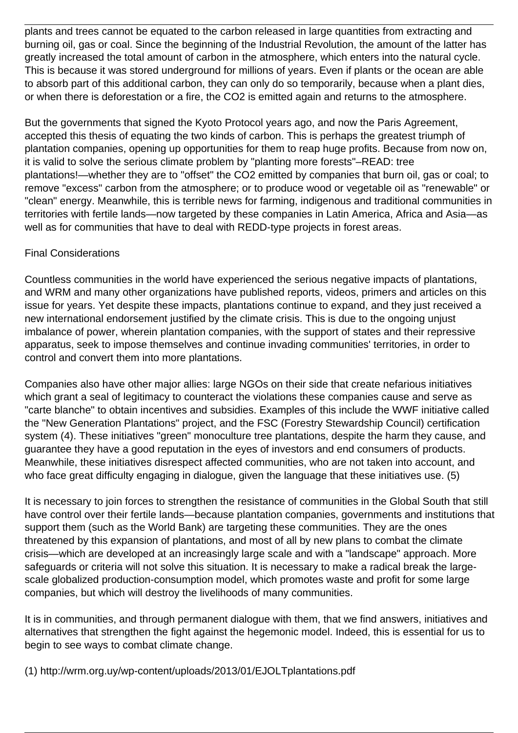plants and trees cannot be equated to the carbon released in large quantities from extracting and burning oil, gas or coal. Since the beginning of the Industrial Revolution, the amount of the latter has greatly increased the total amount of carbon in the atmosphere, which enters into the natural cycle. This is because it was stored underground for millions of years. Even if plants or the ocean are able to absorb part of this additional carbon, they can only do so temporarily, because when a plant dies, or when there is deforestation or a fire, the $CO_2$ is emitted again and returns to the atmosphere.

But the governments that signed the Kyoto Protocol years ago, and now the Paris Agreement, accepted this thesis of equating the two kinds of carbon. This is perhaps the greatest triumph of plantation companies, opening up opportunities for them to reap huge profits. Because from now on, it is valid to solve the serious climate problem by "planting more forests"–READ: tree plantations!—whether they are to "offset" the $CO_2$ emitted by companies that burn oil, gas or coal; to remove "excess" carbon from the atmosphere; or to produce wood or vegetable oil as "renewable" or "clean" energy. Meanwhile, this is terrible news for farming, indigenous and traditional communities in territories with fertile lands—now targeted by these companies in Latin America, Africa and Asia—as well as for communities that have to deal with REDD-type projects in forest areas.

## Final Considerations

Countless communities in the world have experienced the serious negative impacts of plantations, and WRM and many other organizations have published reports, videos, primers and articles on this issue for years. Yet despite these impacts, plantations continue to expand, and they just received a new international endorsement justified by the climate crisis. This is due to the ongoing unjust imbalance of power, wherein plantation companies, with the support of states and their repressive apparatus, seek to impose themselves and continue invading communities' territories, in order to control and convert them into more plantations.

Companies also have other major allies: large NGOs on their side that create nefarious initiatives which grant a seal of legitimacy to counteract the violations these companies cause and serve as "carte blanche" to obtain incentives and subsidies. Examples of this include the WWF initiative called the "New Generation Plantations" project, and the FSC (Forestry Stewardship Council) certification system (4). These initiatives "green" monoculture tree plantations, despite the harm they cause, and guarantee they have a good reputation in the eyes of investors and end consumers of products. Meanwhile, these initiatives disrespect affected communities, who are not taken into account, and who face great difficulty engaging in dialogue, given the language that these initiatives use. (5)

It is necessary to join forces to strengthen the resistance of communities in the Global South that still have control over their fertile lands—because plantation companies, governments and institutions that support them (such as the World Bank) are targeting these communities. They are the ones threatened by this expansion of plantations, and most of all by new plans to combat the climate crisis—which are developed at an increasingly large scale and with a "landscape" approach. More safeguards or criteria will not solve this situation. It is necessary to make a radical break the large-scale globalized production-consumption model, which promotes waste and profit for some large companies, but which will destroy the livelihoods of many communities.

It is in communities, and through permanent dialogue with them, that we find answers, initiatives and alternatives that strengthen the fight against the hegemonic model. Indeed, this is essential for us to begin to see ways to combat climate change.

(1) http://wrm.org.uy/wp-content/uploads/2013/01/EJOLTplantations.pdf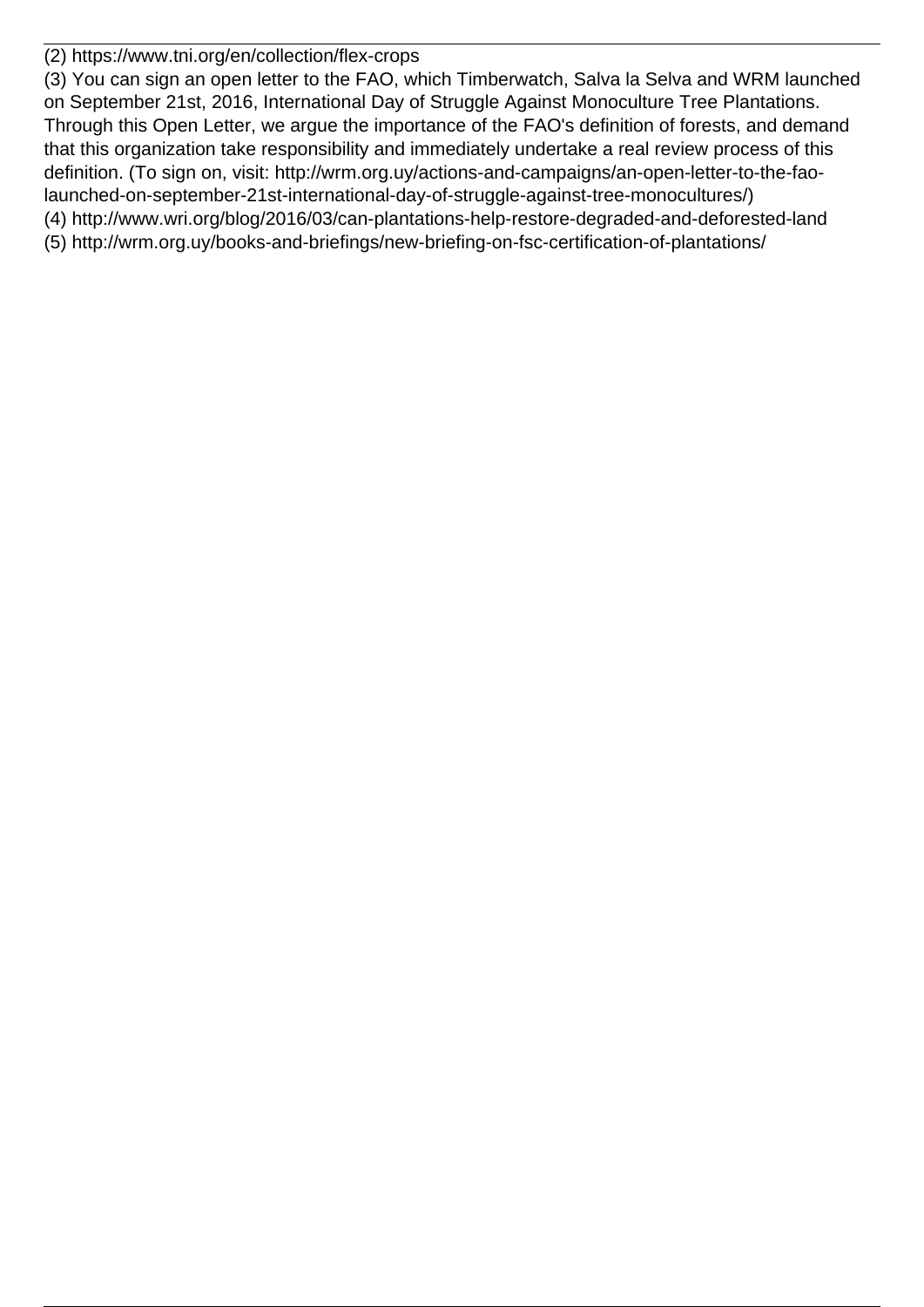(2) https://www.tni.org/en/collection/flex-crops

(3) You can sign an open letter to the FAO, which Timberwatch, Salva la Selva and WRM launched on September 21st, 2016, International Day of Struggle Against Monoculture Tree Plantations. Through this Open Letter, we argue the importance of the FAO's definition of forests, and demand that this organization take responsibility and immediately undertake a real review process of this definition. (To sign on, visit: http://wrm.org.uy/actions-and-campaigns/an-open-letter-to-the-fao-launched-on-september-21st-international-day-of-struggle-against-tree-monocultures/)

(4) http://www.wri.org/blog/2016/03/can-plantations-help-restore-degraded-and-deforested-land

(5) http://wrm.org.uy/books-and-briefings/new-briefing-on-fsc-certification-of-plantations/